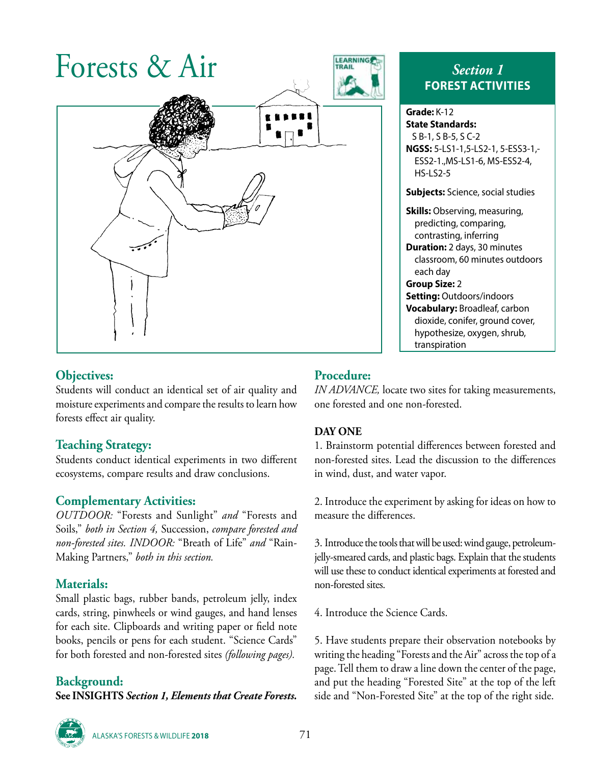# Forests & Air

## *Section 1* FOREST ACTIVITIES

**Grade:** K-12
**State Standards:** S B-1, S B-5, S C-2
**NGSS:** 5-LS1-1,5-LS2-1, 5-ESS3-1,-ESS2-1.,MS-LS1-6, MS-ESS2-4, HS-LS2-5

**Subjects:** Science, social studies

**Skills:** Observing, measuring, predicting, comparing, contrasting, inferring
**Duration:** 2 days, 30 minutes classroom, 60 minutes outdoors each day
**Group Size:** 2
**Setting:** Outdoors/indoors
**Vocabulary:** Broadleaf, carbon dioxide, conifer, ground cover, hypothesize, oxygen, shrub, transpiration

## Objectives:

Students will conduct an identical set of air quality and moisture experiments and compare the results to learn how forests effect air quality.

## Teaching Strategy:

Students conduct identical experiments in two different ecosystems, compare results and draw conclusions.

## Complementary Activities:

*OUTDOOR:* "Forests and Sunlight" *and* "Forests and Soils," *both in Section 4,* Succession, *compare forested and non-forested sites. INDOOR:* "Breath of Life" *and* "Rain-Making Partners," *both in this section.*

## Materials:

Small plastic bags, rubber bands, petroleum jelly, index cards, string, pinwheels or wind gauges, and hand lenses for each site. Clipboards and writing paper or field note books, pencils or pens for each student. "Science Cards" for both forested and non-forested sites *(following pages).*

## Background:

**See INSIGHTS *Section 1, Elements that Create Forests.***

## Procedure:

*IN ADVANCE,* locate two sites for taking measurements, one forested and one non-forested.

### DAY ONE

1. Brainstorm potential differences between forested and non-forested sites. Lead the discussion to the differences in wind, dust, and water vapor.

2. Introduce the experiment by asking for ideas on how to measure the differences.

3. Introduce the tools that will be used: wind gauge, petroleum-jelly-smeared cards, and plastic bags. Explain that the students will use these to conduct identical experiments at forested and non-forested sites.

4. Introduce the Science Cards.

5. Have students prepare their observation notebooks by writing the heading "Forests and the Air" across the top of a page. Tell them to draw a line down the center of the page, and put the heading "Forested Site" at the top of the left side and "Non-Forested Site" at the top of the right side.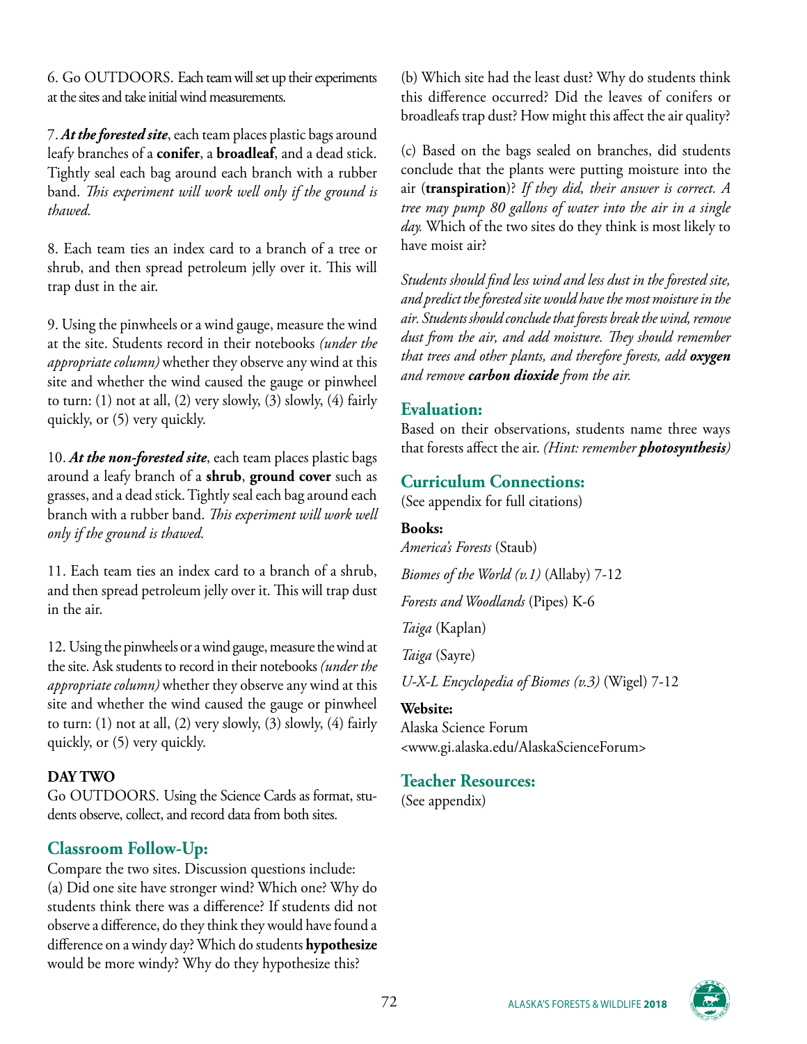6. Go OUTDOORS. Each team will set up their experiments at the sites and take initial wind measurements.

7. ***At the forested site***, each team places plastic bags around leafy branches of a **conifer**, a **broadleaf**, and a dead stick. Tightly seal each bag around each branch with a rubber band. *This experiment will work well only if the ground is thawed.*

8. Each team ties an index card to a branch of a tree or shrub, and then spread petroleum jelly over it. This will trap dust in the air.

9. Using the pinwheels or a wind gauge, measure the wind at the site. Students record in their notebooks *(under the appropriate column)* whether they observe any wind at this site and whether the wind caused the gauge or pinwheel to turn: (1) not at all, (2) very slowly, (3) slowly, (4) fairly quickly, or (5) very quickly.

10. ***At the non-forested site***, each team places plastic bags around a leafy branch of a **shrub**, **ground cover** such as grasses, and a dead stick. Tightly seal each bag around each branch with a rubber band. *This experiment will work well only if the ground is thawed.*

11. Each team ties an index card to a branch of a shrub, and then spread petroleum jelly over it. This will trap dust in the air.

12. Using the pinwheels or a wind gauge, measure the wind at the site. Ask students to record in their notebooks *(under the appropriate column)* whether they observe any wind at this site and whether the wind caused the gauge or pinwheel to turn: (1) not at all, (2) very slowly, (3) slowly, (4) fairly quickly, or (5) very quickly.

**DAY TWO**

Go OUTDOORS. Using the Science Cards as format, students observe, collect, and record data from both sites.

## Classroom Follow-Up:

Compare the two sites. Discussion questions include:

(a) Did one site have stronger wind? Which one? Why do students think there was a difference? If students did not observe a difference, do they think they would have found a difference on a windy day? Which do students **hypothesize** would be more windy? Why do they hypothesize this?

(b) Which site had the least dust? Why do students think this difference occurred? Did the leaves of conifers or broadleafs trap dust? How might this affect the air quality?

(c) Based on the bags sealed on branches, did students conclude that the plants were putting moisture into the air (**transpiration**)? *If they did, their answer is correct. A tree may pump 80 gallons of water into the air in a single day.* Which of the two sites do they think is most likely to have moist air?

*Students should find less wind and less dust in the forested site, and predict the forested site would have the most moisture in the air. Students should conclude that forests break the wind, remove dust from the air, and add moisture. They should remember that trees and other plants, and therefore forests, add* ***oxygen*** *and remove* ***carbon dioxide*** *from the air.*

## Evaluation:

Based on their observations, students name three ways that forests affect the air. *(Hint: remember* ***photosynthesis****)*

## Curriculum Connections:

(See appendix for full citations)

**Books:**

*America's Forests* (Staub)

*Biomes of the World (v.1)* (Allaby) 7-12

*Forests and Woodlands* (Pipes) K-6

*Taiga* (Kaplan)

*Taiga* (Sayre)

*U-X-L Encyclopedia of Biomes (v.3)* (Wigel) 7-12

**Website:**

Alaska Science Forum
<www.gi.alaska.edu/AlaskaScienceForum>

## Teacher Resources:

(See appendix)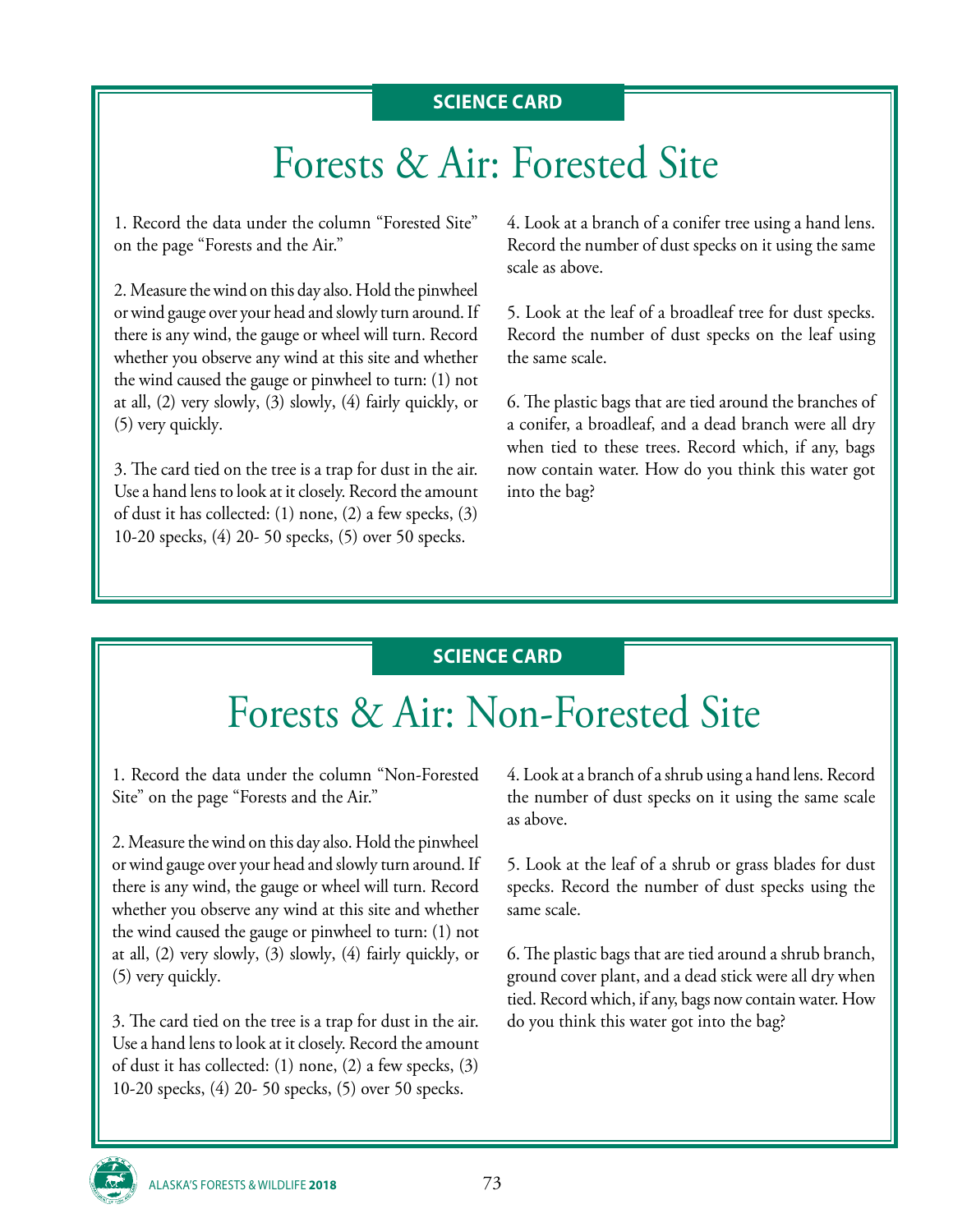SCIENCE CARD

# Forests & Air: Forested Site

1. Record the data under the column "Forested Site" on the page "Forests and the Air."

2. Measure the wind on this day also. Hold the pinwheel or wind gauge over your head and slowly turn around. If there is any wind, the gauge or wheel will turn. Record whether you observe any wind at this site and whether the wind caused the gauge or pinwheel to turn: (1) not at all, (2) very slowly, (3) slowly, (4) fairly quickly, or (5) very quickly.

3. The card tied on the tree is a trap for dust in the air. Use a hand lens to look at it closely. Record the amount of dust it has collected: (1) none, (2) a few specks, (3) 10-20 specks, (4) 20- 50 specks, (5) over 50 specks.

4. Look at a branch of a conifer tree using a hand lens. Record the number of dust specks on it using the same scale as above.

5. Look at the leaf of a broadleaf tree for dust specks. Record the number of dust specks on the leaf using the same scale.

6. The plastic bags that are tied around the branches of a conifer, a broadleaf, and a dead branch were all dry when tied to these trees. Record which, if any, bags now contain water. How do you think this water got into the bag?

SCIENCE CARD

# Forests & Air: Non-Forested Site

1. Record the data under the column "Non-Forested Site" on the page "Forests and the Air."

2. Measure the wind on this day also. Hold the pinwheel or wind gauge over your head and slowly turn around. If there is any wind, the gauge or wheel will turn. Record whether you observe any wind at this site and whether the wind caused the gauge or pinwheel to turn: (1) not at all, (2) very slowly, (3) slowly, (4) fairly quickly, or (5) very quickly.

3. The card tied on the tree is a trap for dust in the air. Use a hand lens to look at it closely. Record the amount of dust it has collected: (1) none, (2) a few specks, (3) 10-20 specks, (4) 20- 50 specks, (5) over 50 specks.

4. Look at a branch of a shrub using a hand lens. Record the number of dust specks on it using the same scale as above.

5. Look at the leaf of a shrub or grass blades for dust specks. Record the number of dust specks using the same scale.

6. The plastic bags that are tied around a shrub branch, ground cover plant, and a dead stick were all dry when tied. Record which, if any, bags now contain water. How do you think this water got into the bag?